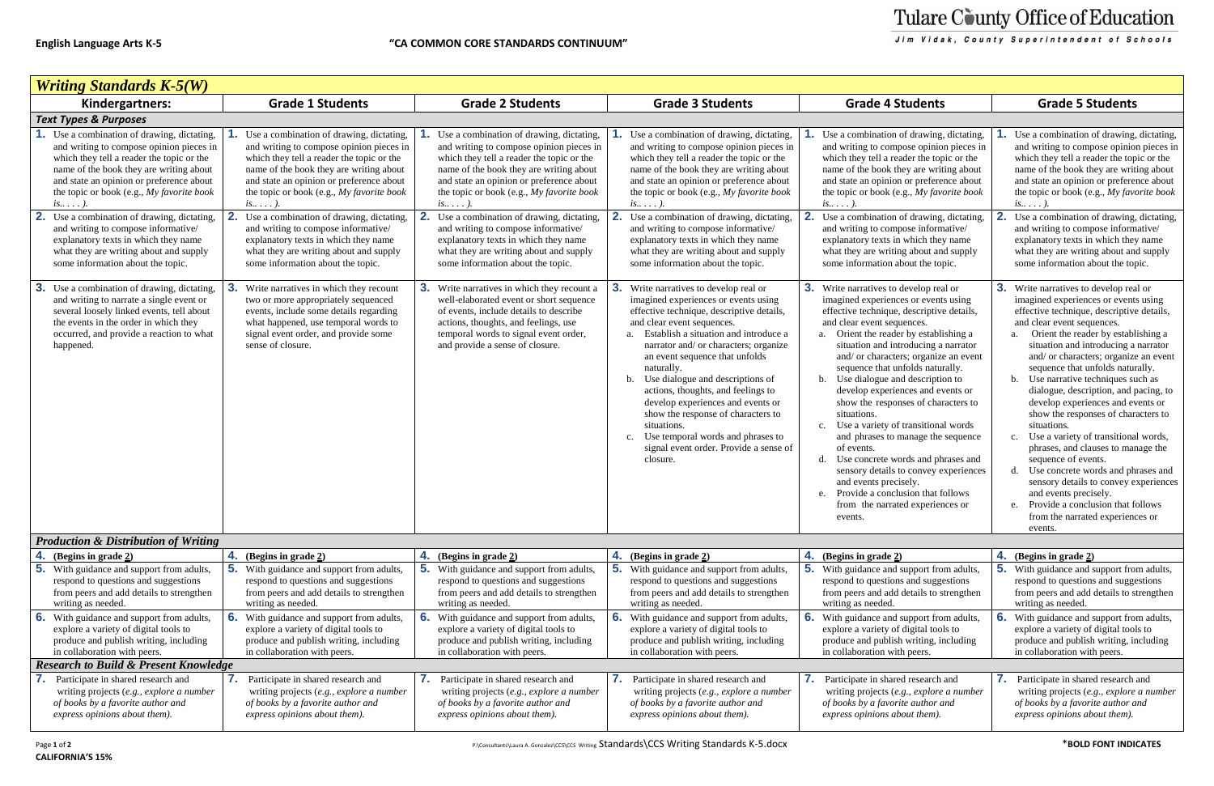**English Language Arts K-5** **"CA COMMON CORE STANDARDS CONTINUUM"**

Tulare County Office of Education
Jim Vidak, County Superintendent of Schools

## *Writing Standards K-5(W)*

| Kindergartners: | Grade 1 Students | Grade 2 Students | Grade 3 Students | Grade 4 Students | Grade 5 Students |
|---|---|---|---|---|---|
| ***Text Types & Purposes*** | | | | | |
| **1.** Use a combination of drawing, dictating, and writing to compose opinion pieces in which they tell a reader the topic or the name of the book they are writing about and state an opinion or preference about the topic or book (e.g., *My favorite book is.. . . . ).* | **1.** Use a combination of drawing, dictating, and writing to compose opinion pieces in which they tell a reader the topic or the name of the book they are writing about and state an opinion or preference about the topic or book (e.g., *My favorite book is.. . . . ).* | **1.** Use a combination of drawing, dictating, and writing to compose opinion pieces in which they tell a reader the topic or the name of the book they are writing about and state an opinion or preference about the topic or book (e.g., *My favorite book is.. . . . ).* | **1.** Use a combination of drawing, dictating, and writing to compose opinion pieces in which they tell a reader the topic or the name of the book they are writing about and state an opinion or preference about the topic or book (e.g., *My favorite book is.. . . . ).* | **1.** Use a combination of drawing, dictating, and writing to compose opinion pieces in which they tell a reader the topic or the name of the book they are writing about and state an opinion or preference about the topic or book (e.g., *My favorite book is.. . . . ).* | **1.** Use a combination of drawing, dictating, and writing to compose opinion pieces in which they tell a reader the topic or the name of the book they are writing about and state an opinion or preference about the topic or book (e.g., *My favorite book is.. . . . ).* |
| **2.** Use a combination of drawing, dictating, and writing to compose informative/ explanatory texts in which they name what they are writing about and supply some information about the topic. | **2.** Use a combination of drawing, dictating, and writing to compose informative/ explanatory texts in which they name what they are writing about and supply some information about the topic. | **2.** Use a combination of drawing, dictating, and writing to compose informative/ explanatory texts in which they name what they are writing about and supply some information about the topic. | **2.** Use a combination of drawing, dictating, and writing to compose informative/ explanatory texts in which they name what they are writing about and supply some information about the topic. | **2.** Use a combination of drawing, dictating, and writing to compose informative/ explanatory texts in which they name what they are writing about and supply some information about the topic. | **2.** Use a combination of drawing, dictating, and writing to compose informative/ explanatory texts in which they name what they are writing about and supply some information about the topic. |
| **3.** Use a combination of drawing, dictating, and writing to narrate a single event or several loosely linked events, tell about the events in the order in which they occurred, and provide a reaction to what happened. | **3.** Write narratives in which they recount two or more appropriately sequenced events, include some details regarding what happened, use temporal words to signal event order, and provide some sense of closure. | **3.** Write narratives in which they recount a well-elaborated event or short sequence of events, include details to describe actions, thoughts, and feelings, use temporal words to signal event order, and provide a sense of closure. | **3.** Write narratives to develop real or imagined experiences or events using effective technique, descriptive details, and clear event sequences.<br>a. Establish a situation and introduce a narrator and/ or characters; organize an event sequence that unfolds naturally.<br>b. Use dialogue and descriptions of actions, thoughts, and feelings to develop experiences and events or show the response of characters to situations.<br>c. Use temporal words and phrases to signal event order. Provide a sense of closure. | **3.** Write narratives to develop real or imagined experiences or events using effective technique, descriptive details, and clear event sequences.<br>a. Orient the reader by establishing a situation and introducing a narrator and/ or characters; organize an event sequence that unfolds naturally.<br>b. Use dialogue and description to develop experiences and events or show the responses of characters to situations.<br>c. Use a variety of transitional words and phrases to manage the sequence of events.<br>d. Use concrete words and phrases and sensory details to convey experiences and events precisely.<br>e. Provide a conclusion that follows from the narrated experiences or events. | **3.** Write narratives to develop real or imagined experiences or events using effective technique, descriptive details, and clear event sequences.<br>a. Orient the reader by establishing a situation and introducing a narrator and/ or characters; organize an event sequence that unfolds naturally.<br>b. Use narrative techniques such as dialogue, description, and pacing, to develop experiences and events or show the responses of characters to situations.<br>c. Use a variety of transitional words, phrases, and clauses to manage the sequence of events.<br>d. Use concrete words and phrases and sensory details to convey experiences and events precisely.<br>e. Provide a conclusion that follows from the narrated experiences or events. |
| ***Production & Distribution of Writing*** | | | | | |
| **4.** **(Begins in grade 2)** | **4.** **(Begins in grade 2)** | **4.** **(Begins in grade 2)** | **4.** **(Begins in grade 2)** | **4.** **(Begins in grade 2)** | **4.** **(Begins in grade 2)** |
| **5.** With guidance and support from adults, respond to questions and suggestions from peers and add details to strengthen writing as needed. | **5.** With guidance and support from adults, respond to questions and suggestions from peers and add details to strengthen writing as needed. | **5.** With guidance and support from adults, respond to questions and suggestions from peers and add details to strengthen writing as needed. | **5.** With guidance and support from adults, respond to questions and suggestions from peers and add details to strengthen writing as needed. | **5.** With guidance and support from adults, respond to questions and suggestions from peers and add details to strengthen writing as needed. | **5.** With guidance and support from adults, respond to questions and suggestions from peers and add details to strengthen writing as needed. |
| **6.** With guidance and support from adults, explore a variety of digital tools to produce and publish writing, including in collaboration with peers. | **6.** With guidance and support from adults, explore a variety of digital tools to produce and publish writing, including in collaboration with peers. | **6.** With guidance and support from adults, explore a variety of digital tools to produce and publish writing, including in collaboration with peers. | **6.** With guidance and support from adults, explore a variety of digital tools to produce and publish writing, including in collaboration with peers. | **6.** With guidance and support from adults, explore a variety of digital tools to produce and publish writing, including in collaboration with peers. | **6.** With guidance and support from adults, explore a variety of digital tools to produce and publish writing, including in collaboration with peers. |
| ***Research to Build & Present Knowledge*** | | | | | |
| **7.** Participate in shared research and writing projects (*e.g., explore a number of books by a favorite author and express opinions about them).* | **7.** Participate in shared research and writing projects (*e.g., explore a number of books by a favorite author and express opinions about them).* | **7.** Participate in shared research and writing projects (*e.g., explore a number of books by a favorite author and express opinions about them).* | **7.** Participate in shared research and writing projects (*e.g., explore a number of books by a favorite author and express opinions about them).* | **7.** Participate in shared research and writing projects (*e.g., explore a number of books by a favorite author and express opinions about them).* | **7.** Participate in shared research and writing projects (*e.g., explore a number of books by a favorite author and express opinions about them).* |

P:\Consultants\Laura A. Gonzalez\CCS\CCS Writing Standards\CCS Writing Standards K-5.docx

***BOLD FONT INDICATES CALIFORNIA'S 15%**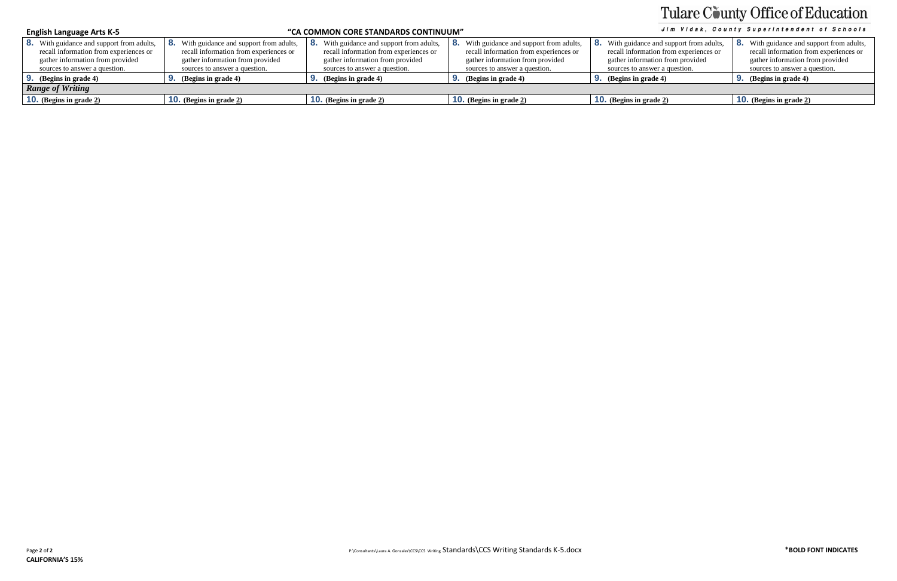| | | | | | |
|---|---|---|---|---|---|
| **8.** With guidance and support from adults, recall information from experiences or gather information from provided sources to answer a question. | **8.** With guidance and support from adults, recall information from experiences or gather information from provided sources to answer a question. | **8.** With guidance and support from adults, recall information from experiences or gather information from provided sources to answer a question. | **8.** With guidance and support from adults, recall information from experiences or gather information from provided sources to answer a question. | **8.** With guidance and support from adults, recall information from experiences or gather information from provided sources to answer a question. | **8.** With guidance and support from adults, recall information from experiences or gather information from provided sources to answer a question. |
| **9. (Begins in grade 4)** | **9. (Begins in grade 4)** | **9. (Begins in grade 4)** | **9. (Begins in grade 4)** | **9. (Begins in grade 4)** | **9. (Begins in grade 4)** |
| ***Range of Writing*** | | | | | |
| **10. (Begins in grade 2)** | **10. (Begins in grade 2)** | **10. (Begins in grade 2)** | **10. (Begins in grade 2)** | **10. (Begins in grade 2)** | **10. (Begins in grade 2)** |

*BOLD FONT INDICATES CALIFORNIA'S 15%